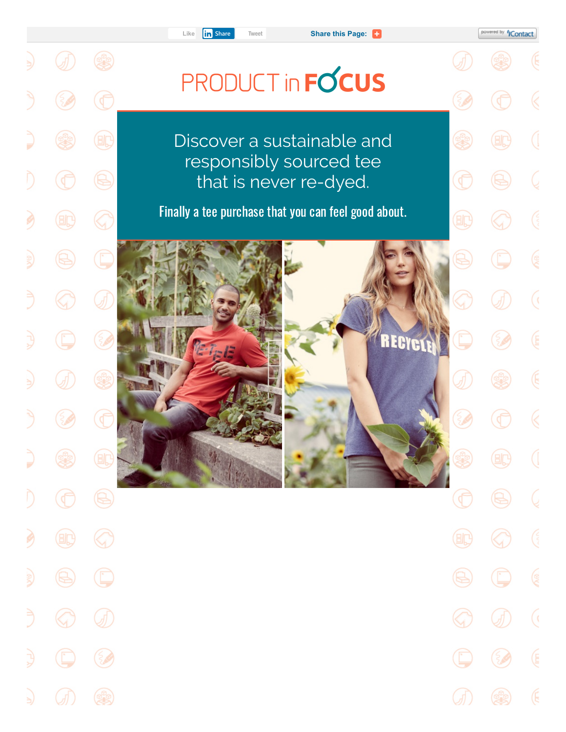Like | Share | Tweet

Share this Page:

# PRODUCT in FOCUS

## Discover a sustainable and responsibly sourced tee that is never re-dyed.

**Finally a tee purchase that you can feel good about.**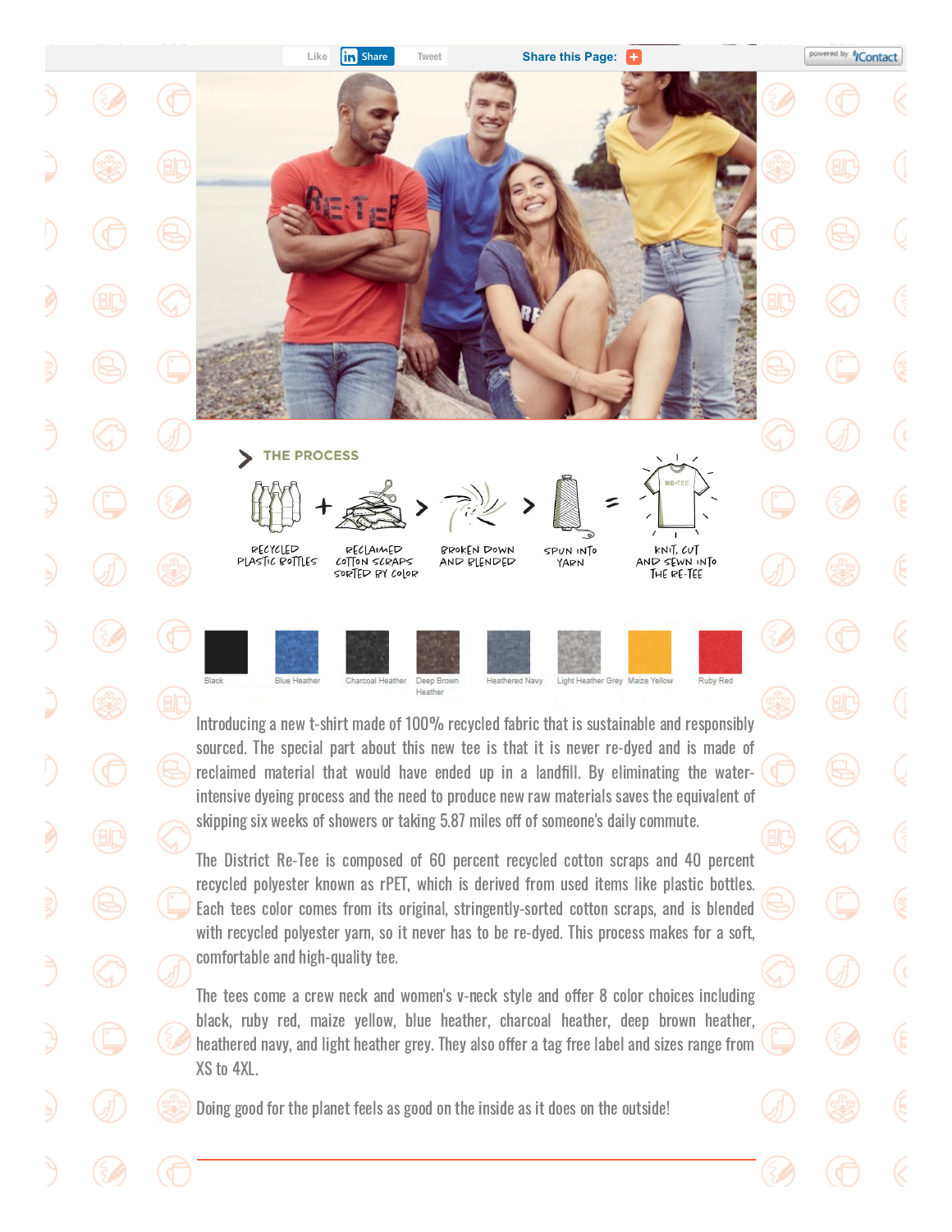Like | Share | Tweet | Share this Page:

## THE PROCESS

RECYCLED PLASTIC BOTTLES + RECLAIMED COTTON SCRAPS SORTED BY COLOR > BROKEN DOWN AND BLENDED > SPUN INTO YARN = KNIT, CUT AND SEWN INTO THE RE-TEE

Black | Blue Heather | Charcoal Heather | Deep Brown Heather | Heathered Navy | Light Heather Grey | Maize Yellow | Ruby Red

Introducing a new t-shirt made of 100% recycled fabric that is sustainable and responsibly sourced. The special part about this new tee is that it is never re-dyed and is made of reclaimed material that would have ended up in a landfill. By eliminating the water-intensive dyeing process and the need to produce new raw materials saves the equivalent of skipping six weeks of showers or taking 5.87 miles off of someone's daily commute.

The District Re-Tee is composed of 60 percent recycled cotton scraps and 40 percent recycled polyester known as rPET, which is derived from used items like plastic bottles. Each tees color comes from its original, stringently-sorted cotton scraps, and is blended with recycled polyester yarn, so it never has to be re-dyed. This process makes for a soft, comfortable and high-quality tee.

The tees come a crew neck and women's v-neck style and offer 8 color choices including black, ruby red, maize yellow, blue heather, charcoal heather, deep brown heather, heathered navy, and light heather grey. They also offer a tag free label and sizes range from XS to 4XL.

Doing good for the planet feels as good on the inside as it does on the outside!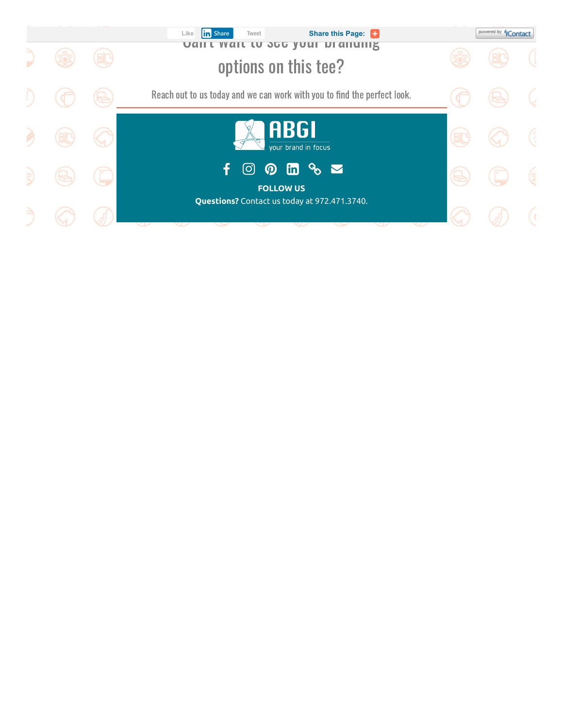Can't wait to see your branding options on this tee?

Reach out to us today and we can work with you to find the perfect look.

ABGI
your brand in focus

**FOLLOW US**

**Questions?** Contact us today at 972.471.3740.